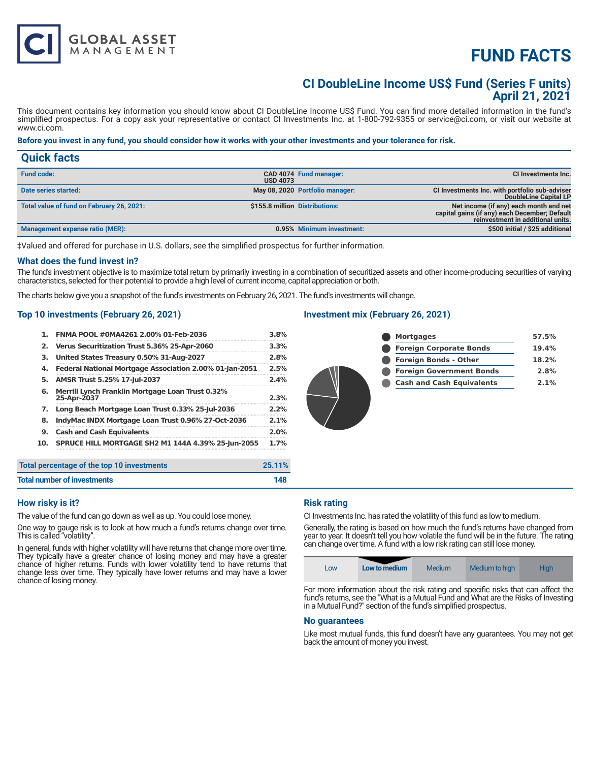# FUND FACTS

## CI DoubleLine Income US$ Fund (Series F units)
## April 21, 2021

This document contains key information you should know about CI DoubleLine Income US$ Fund. You can find more detailed information in the fund's simplified prospectus. For a copy ask your representative or contact CI Investments Inc. at 1-800-792-9355 or service@ci.com, or visit our website at www.ci.com.

**Before you invest in any fund, you should consider how it works with your other investments and your tolerance for risk.**

## Quick facts

| | | | |
|---|---|---|---|
| **Fund code:** | CAD 4074 USD 4073 | **Fund manager:** | CI Investments Inc. |
| **Date series started:** | May 08, 2020 | **Portfolio manager:** | CI Investments Inc. with portfolio sub-adviser DoubleLine Capital LP |
| **Total value of fund on February 26, 2021:** | $155.8 million | **Distributions:** | Net income (if any) each month and net capital gains (if any) each December; Default reinvestment in additional units. |
| **Management expense ratio (MER):** | 0.95% | **Minimum investment:** | $500 initial / $25 additional |

‡Valued and offered for purchase in U.S. dollars, see the simplified prospectus for further information.

### What does the fund invest in?

The fund's investment objective is to maximize total return by primarily investing in a combination of securitized assets and other income-producing securities of varying characteristics, selected for their potential to provide a high level of current income, capital appreciation or both.

The charts below give you a snapshot of the fund's investments on February 26, 2021. The fund's investments will change.

### Top 10 investments (February 26, 2021)

| | | |
|---|---|---|
| 1. | FNMA POOL #0MA4261 2.00% 01-Feb-2036 | 3.8% |
| 2. | Verus Securitization Trust 5.36% 25-Apr-2060 | 3.3% |
| 3. | United States Treasury 0.50% 31-Aug-2027 | 2.8% |
| 4. | Federal National Mortgage Association 2.00% 01-Jan-2051 | 2.5% |
| 5. | AMSR Trust 5.25% 17-Jul-2037 | 2.4% |
| 6. | Merrill Lynch Franklin Mortgage Loan Trust 0.32% 25-Apr-2037 | 2.3% |
| 7. | Long Beach Mortgage Loan Trust 0.33% 25-Jul-2036 | 2.2% |
| 8. | IndyMac INDX Mortgage Loan Trust 0.96% 27-Oct-2036 | 2.1% |
| 9. | Cash and Cash Equivalents | 2.0% |
| 10. | SPRUCE HILL MORTGAGE SH2 M1 144A 4.39% 25-Jun-2055 | 1.7% |

| | |
|---|---|
| **Total percentage of the top 10 investments** | 25.11% |
| **Total number of investments** | 148 |

### Investment mix (February 26, 2021)

| | |
|---|---|
| Mortgages | 57.5% |
| Foreign Corporate Bonds | 19.4% |
| Foreign Bonds - Other | 18.2% |
| Foreign Government Bonds | 2.8% |
| Cash and Cash Equivalents | 2.1% |

### How risky is it?

The value of the fund can go down as well as up. You could lose money.

One way to gauge risk is to look at how much a fund's returns change over time. This is called "volatility".

In general, funds with higher volatility will have returns that change more over time. They typically have a greater chance of losing money and may have a greater chance of higher returns. Funds with lower volatility tend to have returns that change less over time. They typically have lower returns and may have a lower chance of losing money.

### Risk rating

CI Investments Inc. has rated the volatility of this fund as low to medium.

Generally, the rating is based on how much the fund's returns have changed from year to year. It doesn't tell you how volatile the fund will be in the future. The rating can change over time. A fund with a low risk rating can still lose money.

| Low | **Low to medium** | Medium | Medium to high | High |
|---|---|---|---|---|

For more information about the risk rating and specific risks that can affect the fund's returns, see the "What is a Mutual Fund and What are the Risks of Investing in a Mutual Fund?" section of the fund's simplified prospectus.

### No guarantees

Like most mutual funds, this fund doesn't have any guarantees. You may not get back the amount of money you invest.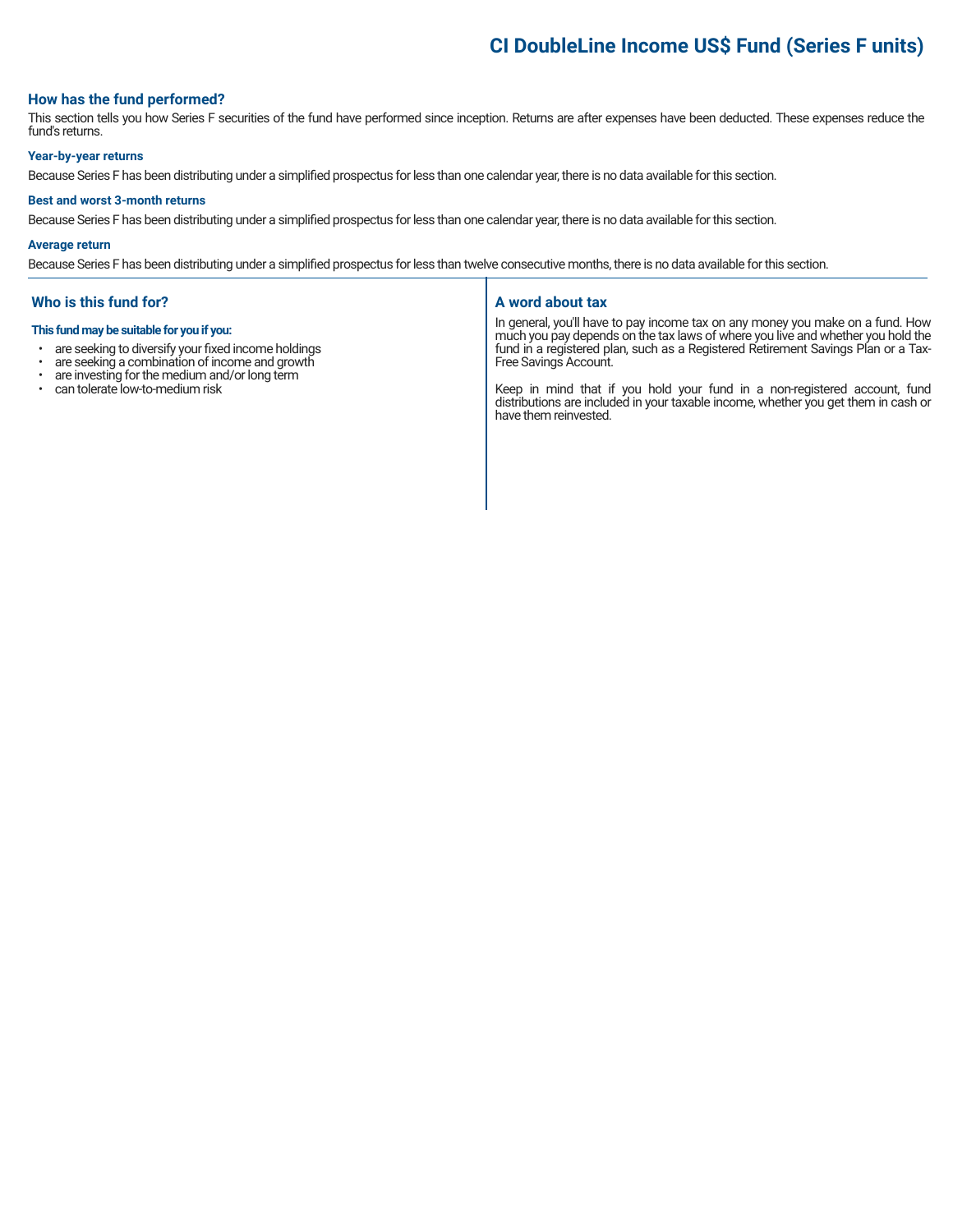# CI DoubleLine Income US$ Fund (Series F units)

## How has the fund performed?

This section tells you how Series F securities of the fund have performed since inception. Returns are after expenses have been deducted. These expenses reduce the fund's returns.

### Year-by-year returns

Because Series F has been distributing under a simplified prospectus for less than one calendar year, there is no data available for this section.

### Best and worst 3-month returns

Because Series F has been distributing under a simplified prospectus for less than one calendar year, there is no data available for this section.

### Average return

Because Series F has been distributing under a simplified prospectus for less than twelve consecutive months, there is no data available for this section.

## Who is this fund for?

**This fund may be suitable for you if you:**

- are seeking to diversify your fixed income holdings
- are seeking a combination of income and growth
- are investing for the medium and/or long term
- can tolerate low-to-medium risk

## A word about tax

In general, you'll have to pay income tax on any money you make on a fund. How much you pay depends on the tax laws of where you live and whether you hold the fund in a registered plan, such as a Registered Retirement Savings Plan or a Tax-Free Savings Account.

Keep in mind that if you hold your fund in a non-registered account, fund distributions are included in your taxable income, whether you get them in cash or have them reinvested.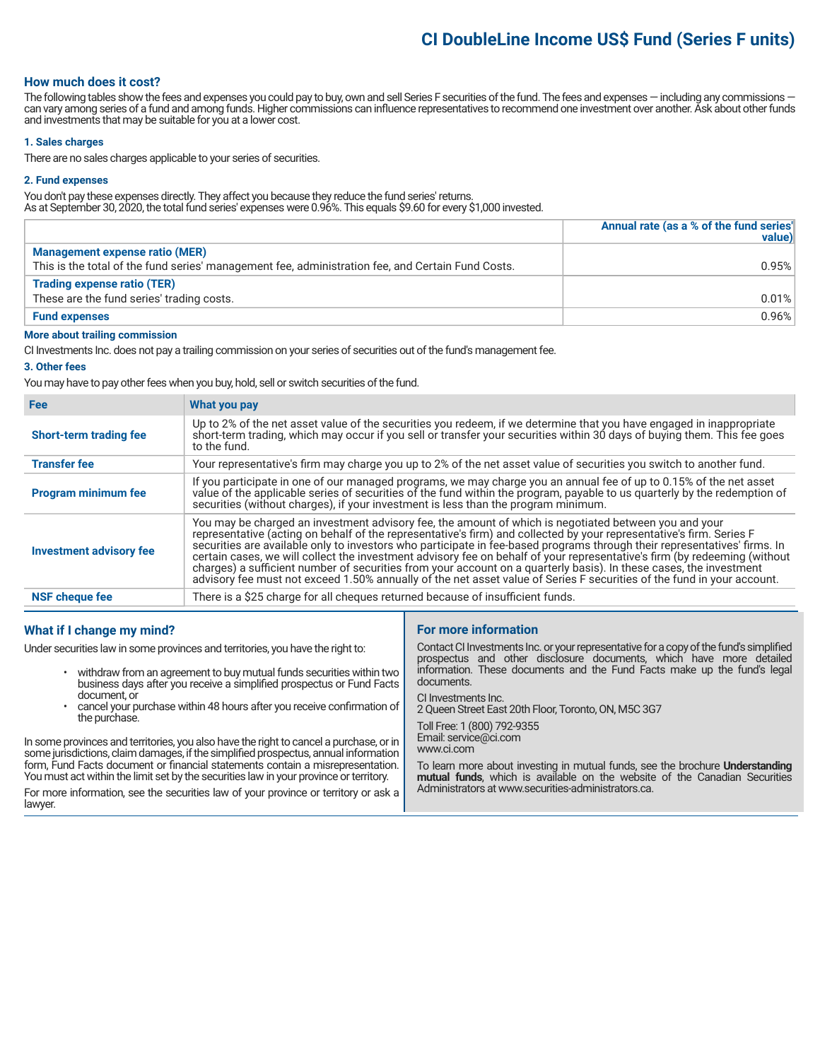# CI DoubleLine Income US$ Fund (Series F units)

## How much does it cost?

The following tables show the fees and expenses you could pay to buy, own and sell Series F securities of the fund. The fees and expenses — including any commissions — can vary among series of a fund and among funds. Higher commissions can influence representatives to recommend one investment over another. Ask about other funds and investments that may be suitable for you at a lower cost.

### 1. Sales charges

There are no sales charges applicable to your series of securities.

### 2. Fund expenses

You don't pay these expenses directly. They affect you because they reduce the fund series' returns.
As at September 30, 2020, the total fund series' expenses were 0.96%. This equals $9.60 for every $1,000 invested.

| | Annual rate (as a % of the fund series' value) |
|---|---|
| **Management expense ratio (MER)**<br>This is the total of the fund series' management fee, administration fee, and Certain Fund Costs. | 0.95% |
| **Trading expense ratio (TER)**<br>These are the fund series' trading costs. | 0.01% |
| **Fund expenses** | 0.96% |

#### More about trailing commission

CI Investments Inc. does not pay a trailing commission on your series of securities out of the fund's management fee.

### 3. Other fees

You may have to pay other fees when you buy, hold, sell or switch securities of the fund.

| Fee | What you pay |
|---|---|
| **Short-term trading fee** | Up to 2% of the net asset value of the securities you redeem, if we determine that you have engaged in inappropriate short-term trading, which may occur if you sell or transfer your securities within 30 days of buying them. This fee goes to the fund. |
| **Transfer fee** | Your representative's firm may charge you up to 2% of the net asset value of securities you switch to another fund. |
| **Program minimum fee** | If you participate in one of our managed programs, we may charge you an annual fee of up to 0.15% of the net asset value of the applicable series of securities of the fund within the program, payable to us quarterly by the redemption of securities (without charges), if your investment is less than the program minimum. |
| **Investment advisory fee** | You may be charged an investment advisory fee, the amount of which is negotiated between you and your representative (acting on behalf of the representative's firm) and collected by your representative's firm. Series F securities are available only to investors who participate in fee-based programs through their representatives' firms. In certain cases, we will collect the investment advisory fee on behalf of your representative's firm (by redeeming (without charges) a sufficient number of securities from your account on a quarterly basis). In these cases, the investment advisory fee must not exceed 1.50% annually of the net asset value of Series F securities of the fund in your account. |
| **NSF cheque fee** | There is a $25 charge for all cheques returned because of insufficient funds. |

## What if I change my mind?

Under securities law in some provinces and territories, you have the right to:

- withdraw from an agreement to buy mutual funds securities within two business days after you receive a simplified prospectus or Fund Facts document, or
- cancel your purchase within 48 hours after you receive confirmation of the purchase.

In some provinces and territories, you also have the right to cancel a purchase, or in some jurisdictions, claim damages, if the simplified prospectus, annual information form, Fund Facts document or financial statements contain a misrepresentation. You must act within the limit set by the securities law in your province or territory.

For more information, see the securities law of your province or territory or ask a lawyer.

## For more information

Contact CI Investments Inc. or your representative for a copy of the fund's simplified prospectus and other disclosure documents, which have more detailed information. These documents and the Fund Facts make up the fund's legal documents.

CI Investments Inc.
2 Queen Street East 20th Floor, Toronto, ON, M5C 3G7

Toll Free: 1 (800) 792-9355
Email: service@ci.com
www.ci.com

To learn more about investing in mutual funds, see the brochure **Understanding mutual funds**, which is available on the website of the Canadian Securities Administrators at www.securities-administrators.ca.